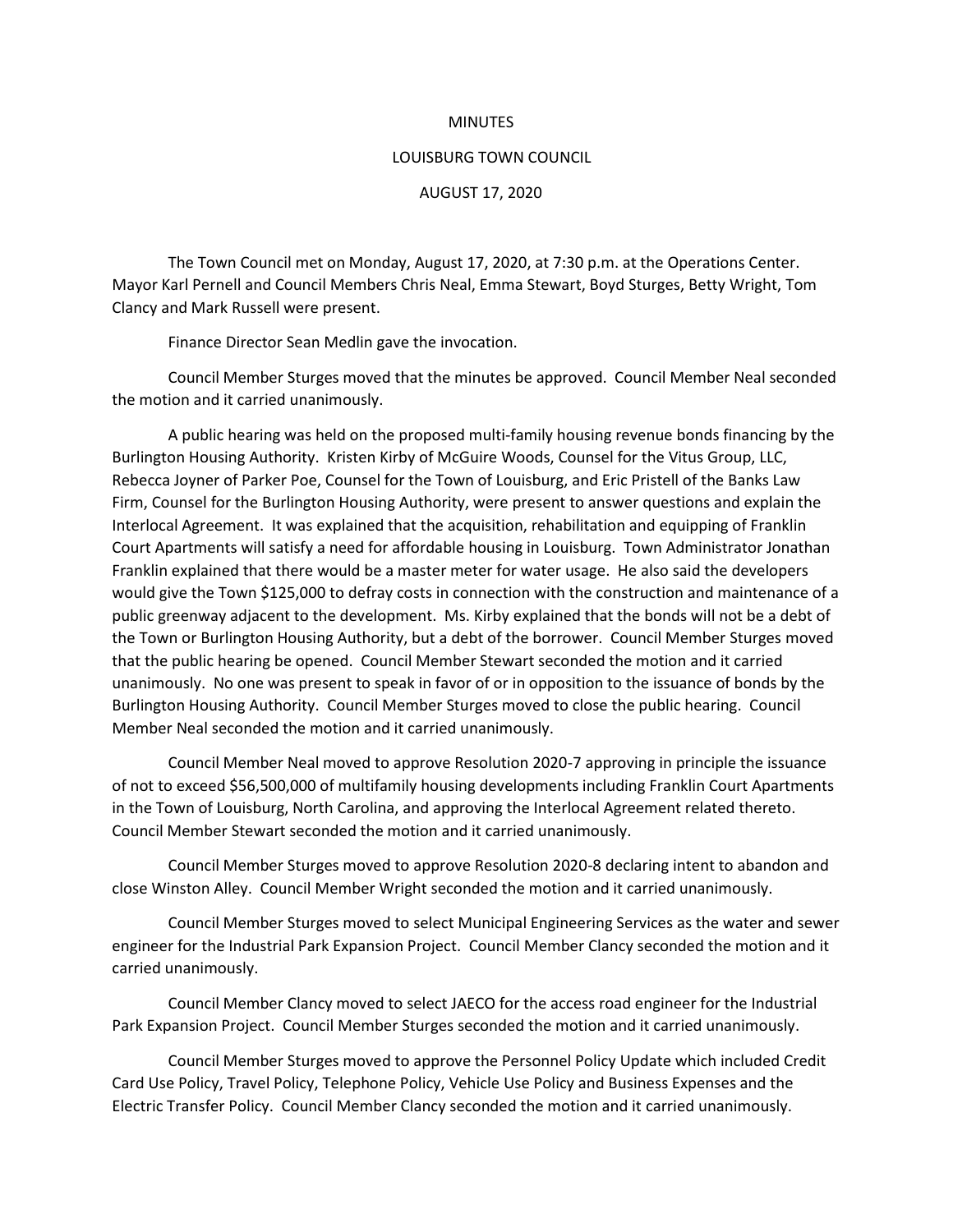# MINUTES

## LOUISBURG TOWN COUNCIL

### AUGUST 17, 2020

The Town Council met on Monday, August 17, 2020, at 7:30 p.m. at the Operations Center. Mayor Karl Pernell and Council Members Chris Neal, Emma Stewart, Boyd Sturges, Betty Wright, Tom Clancy and Mark Russell were present.

Finance Director Sean Medlin gave the invocation.

Council Member Sturges moved that the minutes be approved. Council Member Neal seconded the motion and it carried unanimously.

A public hearing was held on the proposed multi-family housing revenue bonds financing by the Burlington Housing Authority. Kristen Kirby of McGuire Woods, Counsel for the Vitus Group, LLC, Rebecca Joyner of Parker Poe, Counsel for the Town of Louisburg, and Eric Pristell of the Banks Law Firm, Counsel for the Burlington Housing Authority, were present to answer questions and explain the Interlocal Agreement. It was explained that the acquisition, rehabilitation and equipping of Franklin Court Apartments will satisfy a need for affordable housing in Louisburg. Town Administrator Jonathan Franklin explained that there would be a master meter for water usage. He also said the developers would give the Town $125,000 to defray costs in connection with the construction and maintenance of a public greenway adjacent to the development. Ms. Kirby explained that the bonds will not be a debt of the Town or Burlington Housing Authority, but a debt of the borrower. Council Member Sturges moved that the public hearing be opened. Council Member Stewart seconded the motion and it carried unanimously. No one was present to speak in favor of or in opposition to the issuance of bonds by the Burlington Housing Authority. Council Member Sturges moved to close the public hearing. Council Member Neal seconded the motion and it carried unanimously.

Council Member Neal moved to approve Resolution 2020-7 approving in principle the issuance of not to exceed $56,500,000 of multifamily housing developments including Franklin Court Apartments in the Town of Louisburg, North Carolina, and approving the Interlocal Agreement related thereto. Council Member Stewart seconded the motion and it carried unanimously.

Council Member Sturges moved to approve Resolution 2020-8 declaring intent to abandon and close Winston Alley. Council Member Wright seconded the motion and it carried unanimously.

Council Member Sturges moved to select Municipal Engineering Services as the water and sewer engineer for the Industrial Park Expansion Project. Council Member Clancy seconded the motion and it carried unanimously.

Council Member Clancy moved to select JAECO for the access road engineer for the Industrial Park Expansion Project. Council Member Sturges seconded the motion and it carried unanimously.

Council Member Sturges moved to approve the Personnel Policy Update which included Credit Card Use Policy, Travel Policy, Telephone Policy, Vehicle Use Policy and Business Expenses and the Electric Transfer Policy. Council Member Clancy seconded the motion and it carried unanimously.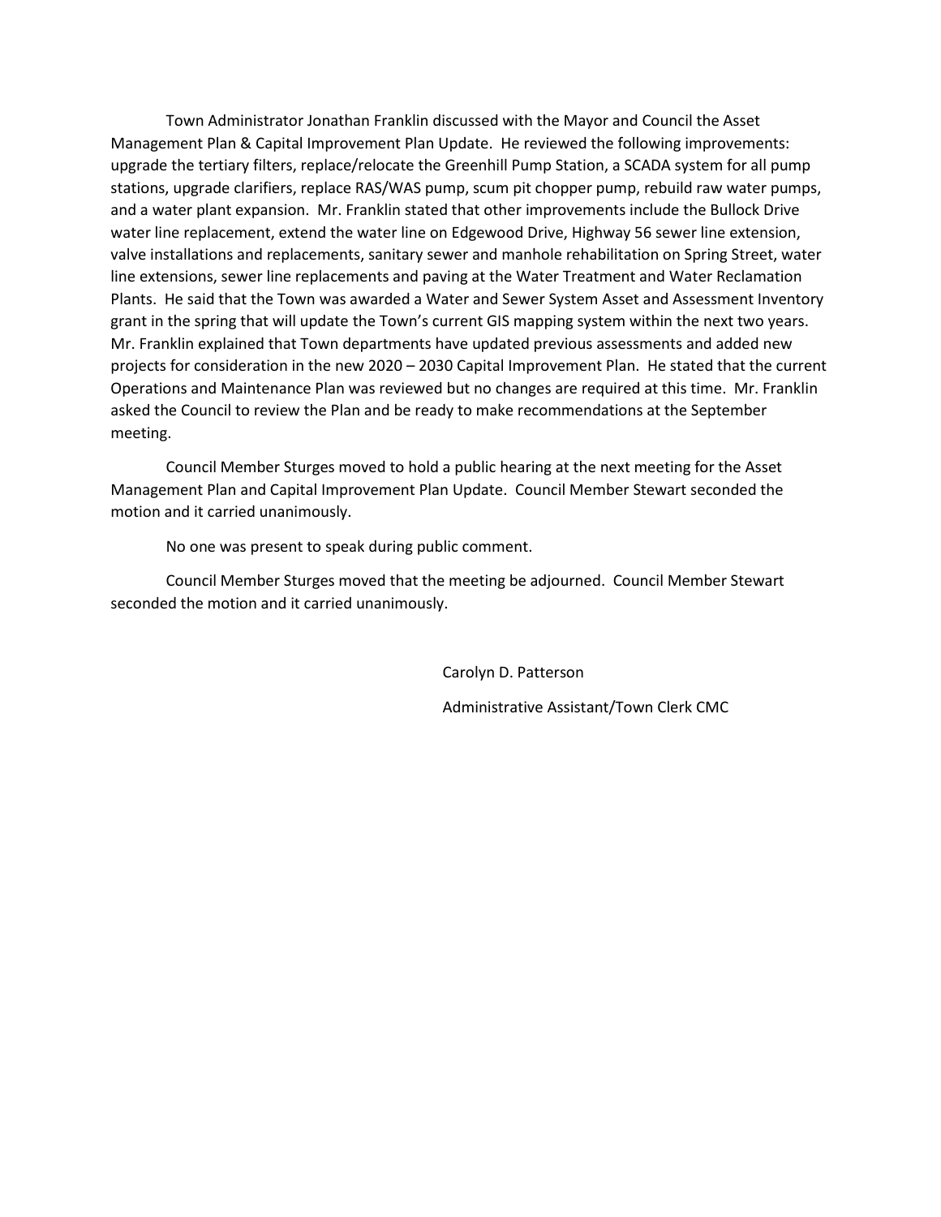Town Administrator Jonathan Franklin discussed with the Mayor and Council the Asset Management Plan & Capital Improvement Plan Update. He reviewed the following improvements: upgrade the tertiary filters, replace/relocate the Greenhill Pump Station, a SCADA system for all pump stations, upgrade clarifiers, replace RAS/WAS pump, scum pit chopper pump, rebuild raw water pumps, and a water plant expansion. Mr. Franklin stated that other improvements include the Bullock Drive water line replacement, extend the water line on Edgewood Drive, Highway 56 sewer line extension, valve installations and replacements, sanitary sewer and manhole rehabilitation on Spring Street, water line extensions, sewer line replacements and paving at the Water Treatment and Water Reclamation Plants. He said that the Town was awarded a Water and Sewer System Asset and Assessment Inventory grant in the spring that will update the Town's current GIS mapping system within the next two years. Mr. Franklin explained that Town departments have updated previous assessments and added new projects for consideration in the new 2020 – 2030 Capital Improvement Plan. He stated that the current Operations and Maintenance Plan was reviewed but no changes are required at this time. Mr. Franklin asked the Council to review the Plan and be ready to make recommendations at the September meeting.

Council Member Sturges moved to hold a public hearing at the next meeting for the Asset Management Plan and Capital Improvement Plan Update. Council Member Stewart seconded the motion and it carried unanimously.

No one was present to speak during public comment.

Council Member Sturges moved that the meeting be adjourned. Council Member Stewart seconded the motion and it carried unanimously.

Carolyn D. Patterson

Administrative Assistant/Town Clerk CMC